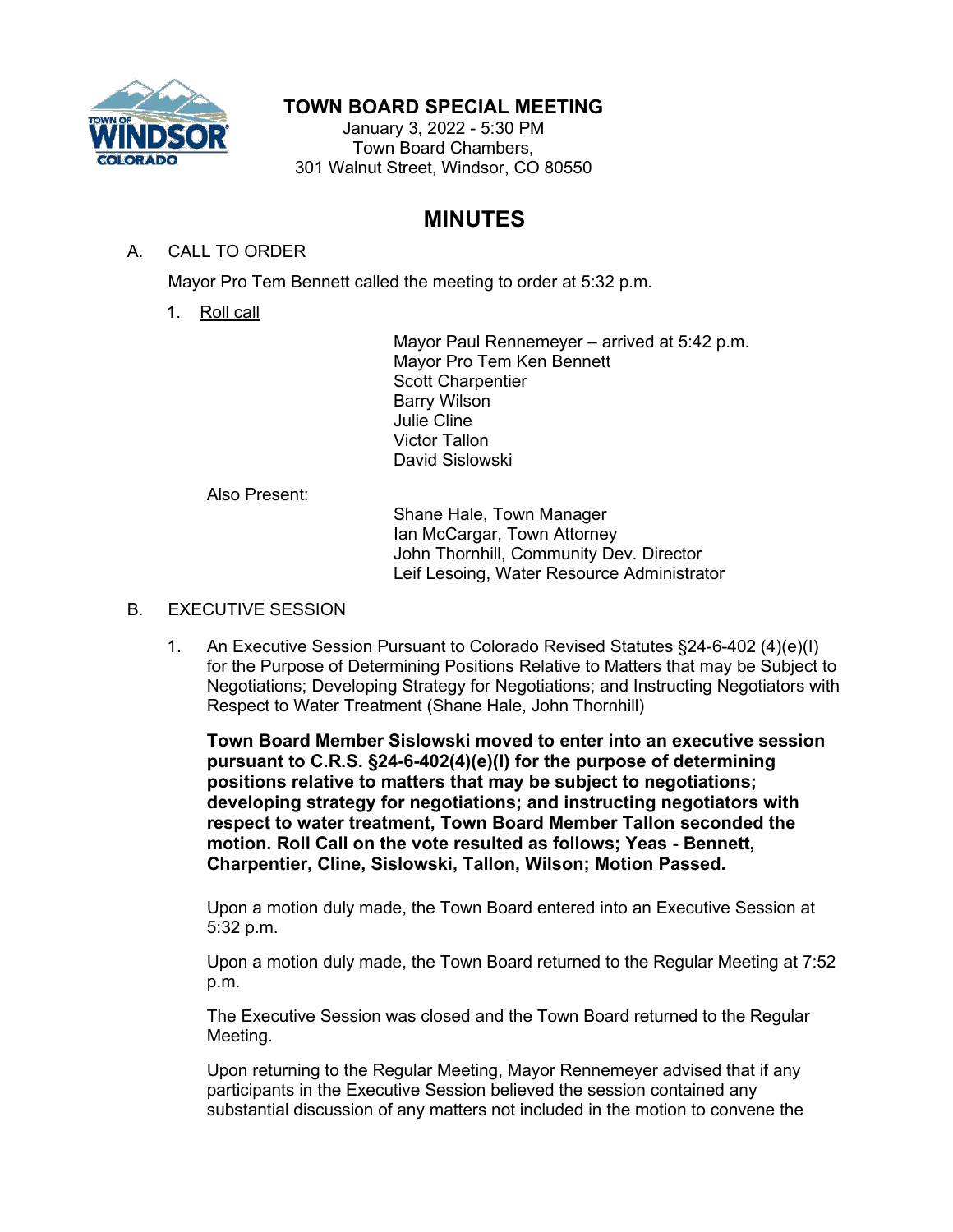# TOWN BOARD SPECIAL MEETING

January 3, 2022 - 5:30 PM
Town Board Chambers,
301 Walnut Street, Windsor, CO 80550

## MINUTES

A. CALL TO ORDER

Mayor Pro Tem Bennett called the meeting to order at 5:32 p.m.

1. Roll call

Mayor Paul Rennemeyer – arrived at 5:42 p.m.
Mayor Pro Tem Ken Bennett
Scott Charpentier
Barry Wilson
Julie Cline
Victor Tallon
David Sislowski

Also Present:

Shane Hale, Town Manager
Ian McCargar, Town Attorney
John Thornhill, Community Dev. Director
Leif Lesoing, Water Resource Administrator

B. EXECUTIVE SESSION

1. An Executive Session Pursuant to Colorado Revised Statutes §24-6-402 (4)(e)(I) for the Purpose of Determining Positions Relative to Matters that may be Subject to Negotiations; Developing Strategy for Negotiations; and Instructing Negotiators with Respect to Water Treatment (Shane Hale, John Thornhill)

**Town Board Member Sislowski moved to enter into an executive session pursuant to C.R.S. §24-6-402(4)(e)(I) for the purpose of determining positions relative to matters that may be subject to negotiations; developing strategy for negotiations; and instructing negotiators with respect to water treatment, Town Board Member Tallon seconded the motion. Roll Call on the vote resulted as follows; Yeas - Bennett, Charpentier, Cline, Sislowski, Tallon, Wilson; Motion Passed.**

Upon a motion duly made, the Town Board entered into an Executive Session at 5:32 p.m.

Upon a motion duly made, the Town Board returned to the Regular Meeting at 7:52 p.m.

The Executive Session was closed and the Town Board returned to the Regular Meeting.

Upon returning to the Regular Meeting, Mayor Rennemeyer advised that if any participants in the Executive Session believed the session contained any substantial discussion of any matters not included in the motion to convene the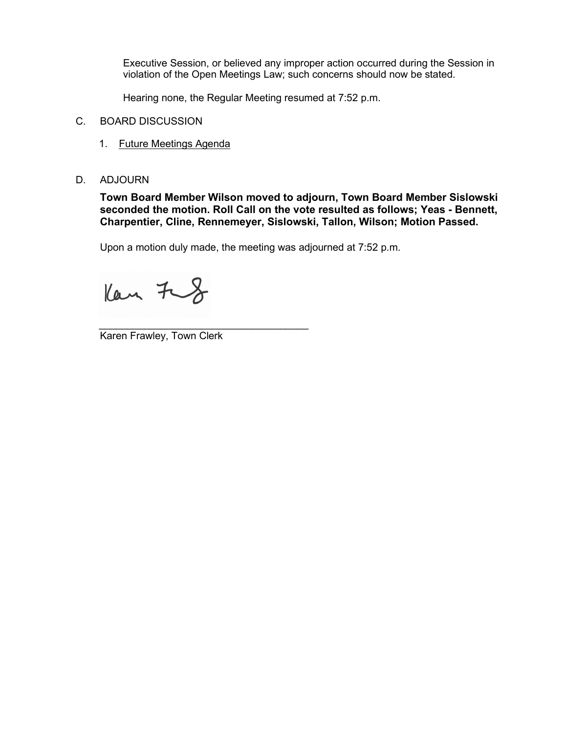Executive Session, or believed any improper action occurred during the Session in violation of the Open Meetings Law; such concerns should now be stated.

Hearing none, the Regular Meeting resumed at 7:52 p.m.

C. BOARD DISCUSSION

1. Future Meetings Agenda

D. ADJOURN

**Town Board Member Wilson moved to adjourn, Town Board Member Sislowski seconded the motion. Roll Call on the vote resulted as follows; Yeas - Bennett, Charpentier, Cline, Rennemeyer, Sislowski, Tallon, Wilson; Motion Passed.**

Upon a motion duly made, the meeting was adjourned at 7:52 p.m.

\_\_\_\_\_\_\_\_\_\_\_\_\_\_\_\_\_\_\_\_\_\_\_\_\_\_\_\_\_\_\_\_\_\_\_\_\_\_

Karen Frawley, Town Clerk